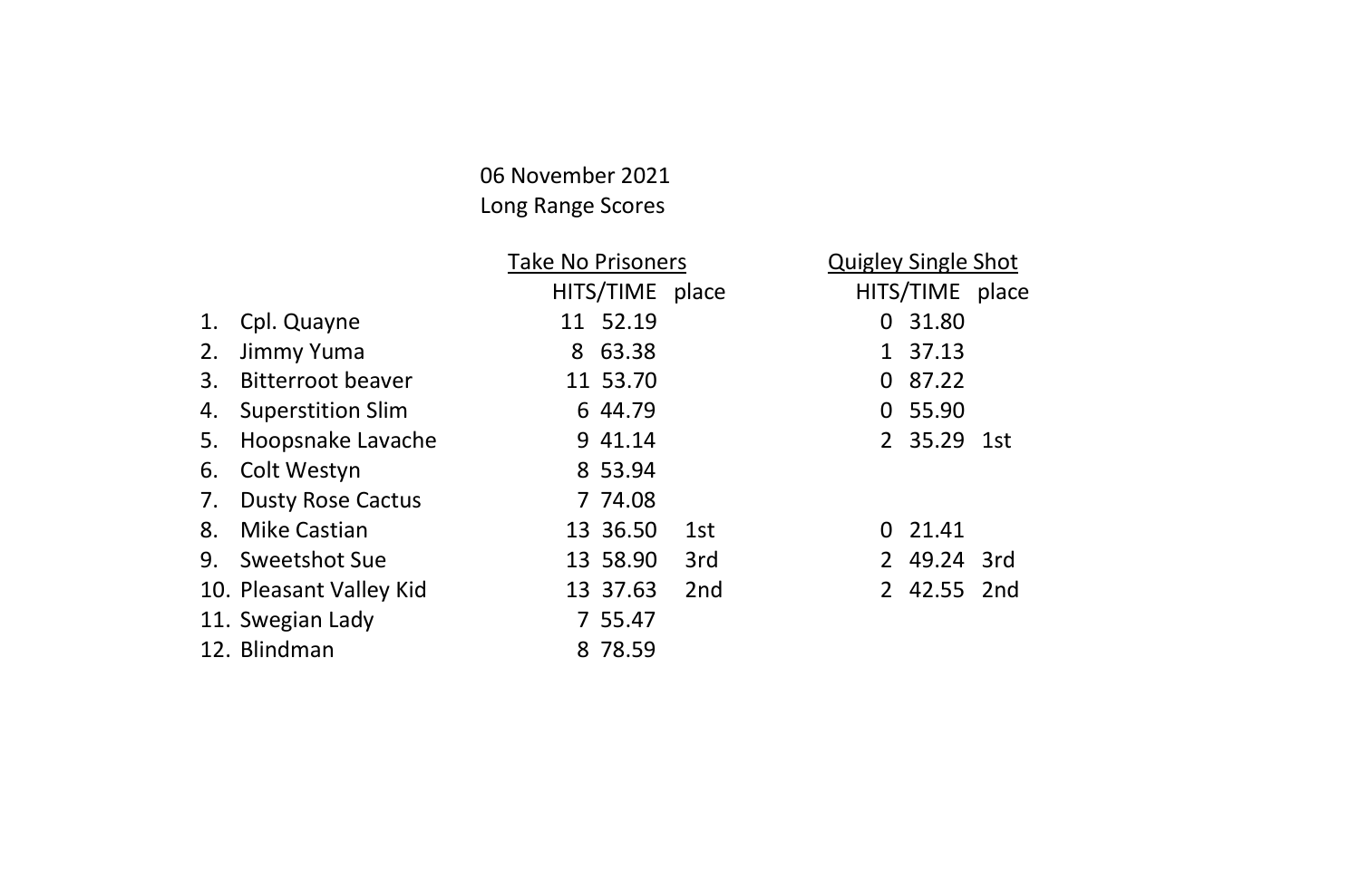06 November 2021

Long Range Scores

| | Take No Prisoners | | | Quigley Single Shot | | |
|---|---|---|---|---|---|---|
| | HITS | TIME | place | HITS | TIME | place |
| 1. Cpl. Quayne | 11 | 52.19 | | 0 | 31.80 | |
| 2. Jimmy Yuma | 8 | 63.38 | | 1 | 37.13 | |
| 3. Bitterroot beaver | 11 | 53.70 | | 0 | 87.22 | |
| 4. Superstition Slim | 6 | 44.79 | | 0 | 55.90 | |
| 5. Hoopsnake Lavache | 9 | 41.14 | | 2 | 35.29 | 1st |
| 6. Colt Westyn | 8 | 53.94 | | | | |
| 7. Dusty Rose Cactus | 7 | 74.08 | | | | |
| 8. Mike Castian | 13 | 36.50 | 1st | 0 | 21.41 | |
| 9. Sweetshot Sue | 13 | 58.90 | 3rd | 2 | 49.24 | 3rd |
| 10. Pleasant Valley Kid | 13 | 37.63 | 2nd | 2 | 42.55 | 2nd |
| 11. Swegian Lady | 7 | 55.47 | | | | |
| 12. Blindman | 8 | 78.59 | | | | |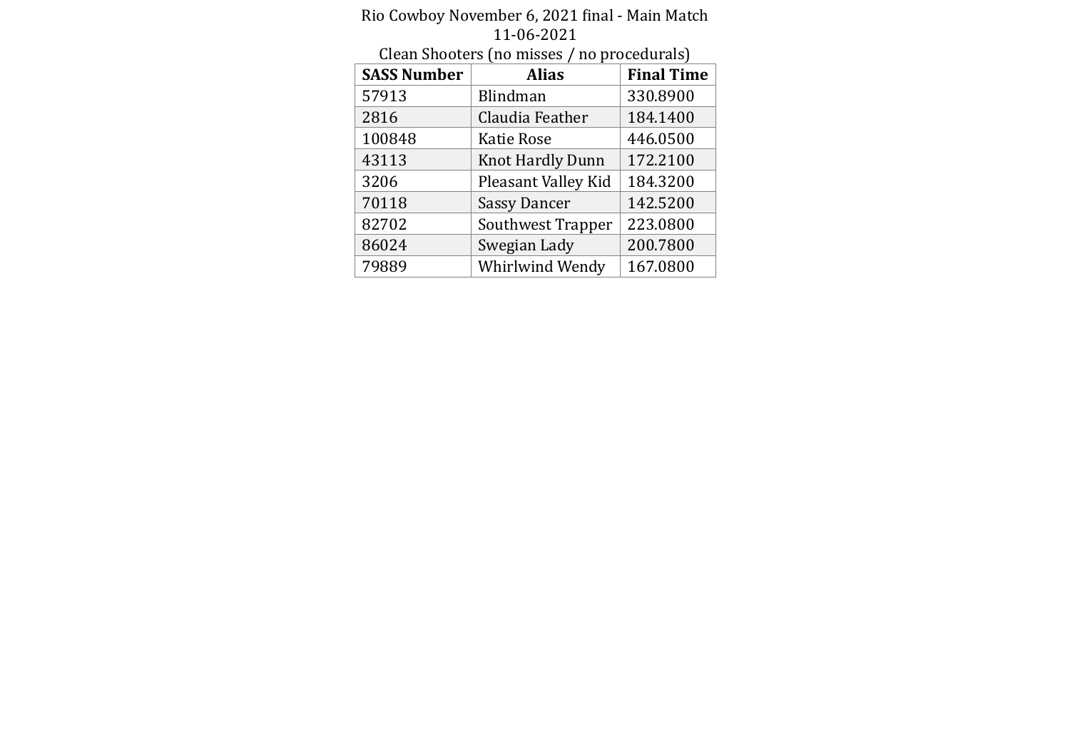Rio Cowboy November 6, 2021 final - Main Match

11-06-2021

Clean Shooters (no misses / no procedurals)

| SASS Number | Alias | Final Time |
|---|---|---|
| 57913 | Blindman | 330.8900 |
| 2816 | Claudia Feather | 184.1400 |
| 100848 | Katie Rose | 446.0500 |
| 43113 | Knot Hardly Dunn | 172.2100 |
| 3206 | Pleasant Valley Kid | 184.3200 |
| 70118 | Sassy Dancer | 142.5200 |
| 82702 | Southwest Trapper | 223.0800 |
| 86024 | Swegian Lady | 200.7800 |
| 79889 | Whirlwind Wendy | 167.0800 |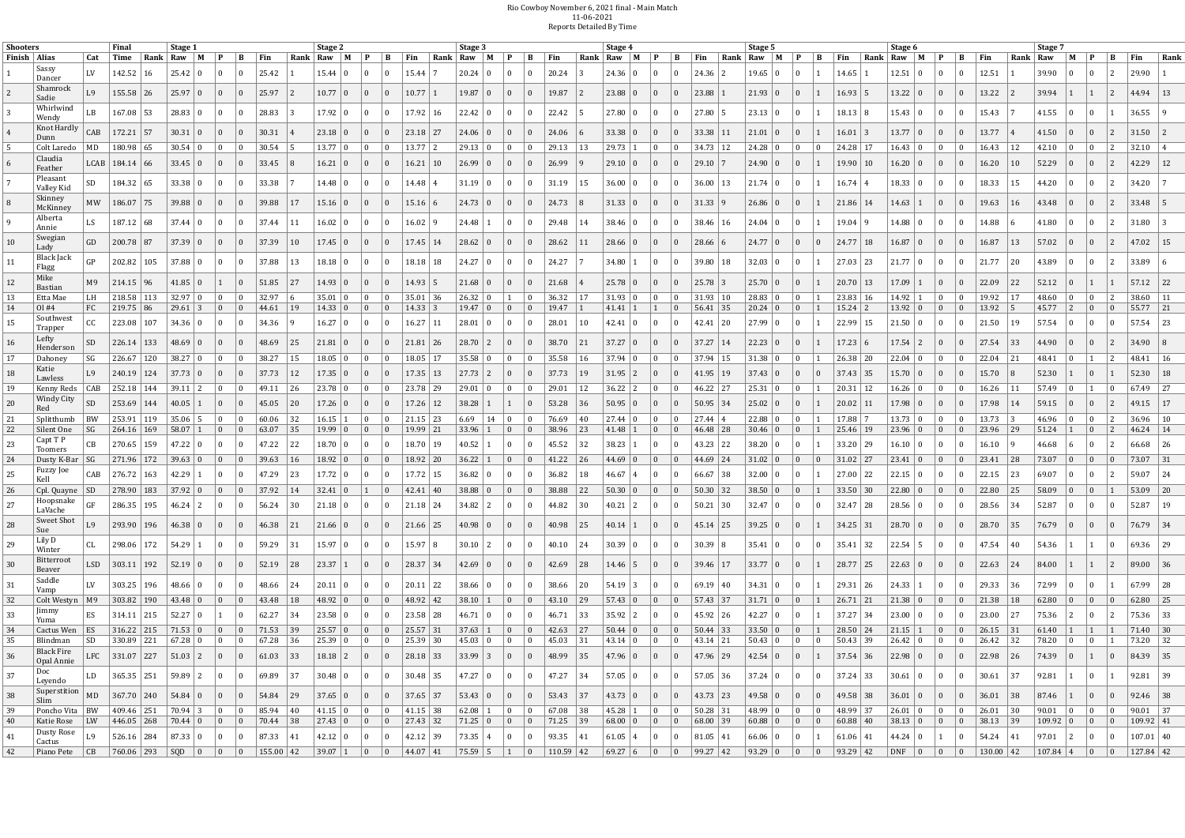Rio Cowboy November 6, 2021 final - Main Match
11-06-2021
Reports Detailed By Time

| Shooters | | | Final | | Stage 1 | | | | | | Stage 2 | | | | | | Stage 3 | | | | | | Stage 4 | | | | | | Stage 5 | | | | | | Stage 6 | | | | | | Stage 7 | | | | | |
|---|---|---|---|---|---|---|---|---|---|---|---|---|---|---|---|---|---|---|---|---|---|---|---|---|---|---|---|---|---|---|---|---|---|---|---|---|---|---|---|---|---|---|---|---|---|---|
| Finish | Alias | Cat | Time | Rank | Raw | M | P | B | Fin | Rank | Raw | M | P | B | Fin | Rank | Raw | M | P | B | Fin | Rank | Raw | M | P | B | Fin | Rank | Raw | M | P | B | Fin | Rank | Raw | M | P | B | Fin | Rank | Raw | M | P | B | Fin | Rank |
| 1 | Sassy Dancer | LV | 142.52 | 16 | 25.42 | 0 | 0 | 0 | 25.42 | 1 | 15.44 | 0 | 0 | 0 | 15.44 | 7 | 20.24 | 0 | 0 | 0 | 20.24 | 3 | 24.36 | 0 | 0 | 0 | 24.36 | 2 | 19.65 | 0 | 0 | 1 | 14.65 | 1 | 12.51 | 0 | 0 | 0 | 12.51 | 1 | 39.90 | 0 | 0 | 2 | 29.90 | 1 |
| 2 | Shamrock Sadie | L9 | 155.58 | 26 | 25.97 | 0 | 0 | 0 | 25.97 | 2 | 10.77 | 0 | 0 | 0 | 10.77 | 1 | 19.87 | 0 | 0 | 0 | 19.87 | 2 | 23.88 | 0 | 0 | 0 | 23.88 | 1 | 21.93 | 0 | 0 | 1 | 16.93 | 5 | 13.22 | 0 | 0 | 0 | 13.22 | 2 | 39.94 | 1 | 1 | 2 | 44.94 | 13 |
| 3 | Whirlwind Wendy | LB | 167.08 | 53 | 28.83 | 0 | 0 | 0 | 28.83 | 3 | 17.92 | 0 | 0 | 0 | 17.92 | 16 | 22.42 | 0 | 0 | 0 | 22.42 | 5 | 27.80 | 0 | 0 | 0 | 27.80 | 5 | 23.13 | 0 | 0 | 1 | 18.13 | 8 | 15.43 | 0 | 0 | 0 | 15.43 | 7 | 41.55 | 0 | 0 | 1 | 36.55 | 9 |
| 4 | Knot Hardly Dunn | CAB | 172.21 | 57 | 30.31 | 0 | 0 | 0 | 30.31 | 4 | 23.18 | 0 | 0 | 0 | 23.18 | 27 | 24.06 | 0 | 0 | 0 | 24.06 | 6 | 33.38 | 0 | 0 | 0 | 33.38 | 11 | 21.01 | 0 | 0 | 1 | 16.01 | 3 | 13.77 | 0 | 0 | 0 | 13.77 | 4 | 41.50 | 0 | 0 | 2 | 31.50 | 2 |
| 5 | Colt Laredo | MD | 180.98 | 65 | 30.54 | 0 | 0 | 0 | 30.54 | 5 | 13.77 | 0 | 0 | 0 | 13.77 | 2 | 29.13 | 0 | 0 | 0 | 29.13 | 13 | 29.73 | 1 | 0 | 0 | 34.73 | 12 | 24.28 | 0 | 0 | 0 | 24.28 | 17 | 16.43 | 0 | 0 | 0 | 16.43 | 12 | 42.10 | 0 | 0 | 2 | 32.10 | 4 |
| 6 | Claudia Feather | LCAB | 184.14 | 66 | 33.45 | 0 | 0 | 0 | 33.45 | 8 | 16.21 | 0 | 0 | 0 | 16.21 | 10 | 26.99 | 0 | 0 | 0 | 26.99 | 9 | 29.10 | 0 | 0 | 0 | 29.10 | 7 | 24.90 | 0 | 0 | 1 | 19.90 | 10 | 16.20 | 0 | 0 | 0 | 16.20 | 10 | 52.29 | 0 | 0 | 2 | 42.29 | 12 |
| 7 | Pleasant Valley Kid | SD | 184.32 | 65 | 33.38 | 0 | 0 | 0 | 33.38 | 7 | 14.48 | 0 | 0 | 0 | 14.48 | 4 | 31.19 | 0 | 0 | 0 | 31.19 | 15 | 36.00 | 0 | 0 | 0 | 36.00 | 13 | 21.74 | 0 | 0 | 1 | 16.74 | 4 | 18.33 | 0 | 0 | 0 | 18.33 | 15 | 44.20 | 0 | 0 | 2 | 34.20 | 7 |
| 8 | Skinney McKinney | MW | 186.07 | 75 | 39.88 | 0 | 0 | 0 | 39.88 | 17 | 15.16 | 0 | 0 | 0 | 15.16 | 6 | 24.73 | 0 | 0 | 0 | 24.73 | 8 | 31.33 | 0 | 0 | 0 | 31.33 | 9 | 26.86 | 0 | 0 | 1 | 21.86 | 14 | 14.63 | 1 | 0 | 0 | 19.63 | 16 | 43.48 | 0 | 0 | 2 | 33.48 | 5 |
| 9 | Alberta Annie | LS | 187.12 | 68 | 37.44 | 0 | 0 | 0 | 37.44 | 11 | 16.02 | 0 | 0 | 0 | 16.02 | 9 | 24.48 | 1 | 0 | 0 | 29.48 | 14 | 38.46 | 0 | 0 | 0 | 38.46 | 16 | 24.04 | 0 | 0 | 1 | 19.04 | 9 | 14.88 | 0 | 0 | 0 | 14.88 | 6 | 41.80 | 0 | 0 | 2 | 31.80 | 3 |
| 10 | Swegian Lady | GD | 200.78 | 87 | 37.39 | 0 | 0 | 0 | 37.39 | 10 | 17.45 | 0 | 0 | 0 | 17.45 | 14 | 28.62 | 0 | 0 | 0 | 28.62 | 11 | 28.66 | 0 | 0 | 0 | 28.66 | 6 | 24.77 | 0 | 0 | 0 | 24.77 | 18 | 16.87 | 0 | 0 | 0 | 16.87 | 13 | 57.02 | 0 | 0 | 2 | 47.02 | 15 |
| 11 | Black Jack Flagg | GP | 202.82 | 105 | 37.88 | 0 | 0 | 0 | 37.88 | 13 | 18.18 | 0 | 0 | 0 | 18.18 | 18 | 24.27 | 0 | 0 | 0 | 24.27 | 7 | 34.80 | 1 | 0 | 0 | 39.80 | 18 | 32.03 | 0 | 0 | 1 | 27.03 | 23 | 21.77 | 0 | 0 | 0 | 21.77 | 20 | 43.89 | 0 | 0 | 2 | 33.89 | 6 |
| 12 | Mike Bastian | M9 | 214.15 | 96 | 41.85 | 0 | 1 | 0 | 51.85 | 27 | 14.93 | 0 | 0 | 0 | 14.93 | 5 | 21.68 | 0 | 0 | 0 | 21.68 | 4 | 25.78 | 0 | 0 | 0 | 25.78 | 3 | 25.70 | 0 | 0 | 1 | 20.70 | 13 | 17.09 | 1 | 0 | 0 | 22.09 | 22 | 52.12 | 0 | 1 | 1 | 57.12 | 22 |
| 13 | Etta Mae | LH | 218.58 | 113 | 32.97 | 0 | 0 | 0 | 32.97 | 6 | 35.01 | 0 | 0 | 0 | 35.01 | 36 | 26.32 | 0 | 1 | 0 | 36.32 | 17 | 31.93 | 0 | 0 | 0 | 31.93 | 10 | 28.83 | 0 | 0 | 1 | 23.83 | 16 | 14.92 | 1 | 0 | 0 | 19.92 | 17 | 48.60 | 0 | 0 | 2 | 38.60 | 11 |
| 14 | Ol #4 | FC | 219.75 | 86 | 29.61 | 3 | 0 | 0 | 44.61 | 19 | 14.33 | 0 | 0 | 0 | 14.33 | 3 | 19.47 | 0 | 0 | 0 | 19.47 | 1 | 41.41 | 1 | 1 | 0 | 56.41 | 35 | 20.24 | 0 | 0 | 1 | 15.24 | 2 | 13.92 | 0 | 0 | 0 | 13.92 | 5 | 45.77 | 2 | 0 | 0 | 55.77 | 21 |
| 15 | Southwest Trapper | CC | 223.08 | 107 | 34.36 | 0 | 0 | 0 | 34.36 | 9 | 16.27 | 0 | 0 | 0 | 16.27 | 11 | 28.01 | 0 | 0 | 0 | 28.01 | 10 | 42.41 | 0 | 0 | 0 | 42.41 | 20 | 27.99 | 0 | 0 | 1 | 22.99 | 15 | 21.50 | 0 | 0 | 0 | 21.50 | 19 | 57.54 | 0 | 0 | 0 | 57.54 | 23 |
| 16 | Lefty Henderson | SD | 226.14 | 133 | 48.69 | 0 | 0 | 0 | 48.69 | 25 | 21.81 | 0 | 0 | 0 | 21.81 | 26 | 28.70 | 2 | 0 | 0 | 38.70 | 21 | 37.27 | 0 | 0 | 0 | 37.27 | 14 | 22.23 | 0 | 0 | 1 | 17.23 | 6 | 17.54 | 2 | 0 | 0 | 27.54 | 33 | 44.90 | 0 | 0 | 2 | 34.90 | 8 |
| 17 | Dahoney | SG | 226.67 | 120 | 38.27 | 0 | 0 | 0 | 38.27 | 15 | 18.05 | 0 | 0 | 0 | 18.05 | 17 | 35.58 | 0 | 0 | 0 | 35.58 | 16 | 37.94 | 0 | 0 | 0 | 37.94 | 15 | 31.38 | 0 | 0 | 1 | 26.38 | 20 | 22.04 | 0 | 0 | 0 | 22.04 | 21 | 48.41 | 0 | 1 | 2 | 48.41 | 16 |
| 18 | Katie Lawless | L9 | 240.19 | 124 | 37.73 | 0 | 0 | 0 | 37.73 | 12 | 17.35 | 0 | 0 | 0 | 17.35 | 13 | 27.73 | 2 | 0 | 0 | 37.73 | 19 | 31.95 | 2 | 0 | 0 | 41.95 | 19 | 37.43 | 0 | 0 | 0 | 37.43 | 35 | 15.70 | 0 | 0 | 0 | 15.70 | 8 | 52.30 | 1 | 0 | 1 | 52.30 | 18 |
| 19 | Kenny Reds | CAB | 252.18 | 144 | 39.11 | 2 | 0 | 0 | 49.11 | 26 | 23.78 | 0 | 0 | 0 | 23.78 | 29 | 29.01 | 0 | 0 | 0 | 29.01 | 12 | 36.22 | 2 | 0 | 0 | 46.22 | 27 | 25.31 | 0 | 0 | 1 | 20.31 | 12 | 16.26 | 0 | 0 | 0 | 16.26 | 11 | 57.49 | 0 | 1 | 0 | 67.49 | 27 |
| 20 | Windy City Red | SD | 253.69 | 144 | 40.05 | 1 | 0 | 0 | 45.05 | 20 | 17.26 | 0 | 0 | 0 | 17.26 | 12 | 38.28 | 1 | 1 | 0 | 53.28 | 36 | 50.95 | 0 | 0 | 0 | 50.95 | 34 | 25.02 | 0 | 0 | 1 | 20.02 | 11 | 17.98 | 0 | 0 | 0 | 17.98 | 14 | 59.15 | 0 | 0 | 2 | 49.15 | 17 |
| 21 | Splitthumb | BW | 253.91 | 119 | 35.06 | 5 | 0 | 0 | 60.06 | 32 | 16.15 | 1 | 0 | 0 | 21.15 | 23 | 6.69 | 14 | 0 | 0 | 76.69 | 40 | 27.44 | 0 | 0 | 0 | 27.44 | 4 | 22.88 | 0 | 0 | 1 | 17.88 | 7 | 13.73 | 0 | 0 | 0 | 13.73 | 3 | 46.96 | 0 | 0 | 2 | 36.96 | 10 |
| 22 | Silent One | SG | 264.16 | 169 | 58.07 | 1 | 0 | 0 | 63.07 | 35 | 19.99 | 0 | 0 | 0 | 19.99 | 21 | 33.96 | 1 | 0 | 0 | 38.96 | 23 | 41.48 | 1 | 0 | 0 | 46.48 | 28 | 30.46 | 0 | 0 | 1 | 25.46 | 19 | 23.96 | 0 | 0 | 0 | 23.96 | 29 | 51.24 | 1 | 0 | 2 | 46.24 | 14 |
| 23 | Capt T P Toomers | CB | 270.65 | 159 | 47.22 | 0 | 0 | 0 | 47.22 | 22 | 18.70 | 0 | 0 | 0 | 18.70 | 19 | 40.52 | 1 | 0 | 0 | 45.52 | 32 | 38.23 | 1 | 0 | 0 | 43.23 | 22 | 38.20 | 0 | 0 | 1 | 33.20 | 29 | 16.10 | 0 | 0 | 0 | 16.10 | 9 | 46.68 | 6 | 0 | 2 | 66.68 | 26 |
| 24 | Dusty K-Bar | SG | 271.96 | 172 | 39.63 | 0 | 0 | 0 | 39.63 | 16 | 18.92 | 0 | 0 | 0 | 18.92 | 20 | 36.22 | 1 | 0 | 0 | 41.22 | 26 | 44.69 | 0 | 0 | 0 | 44.69 | 24 | 31.02 | 0 | 0 | 0 | 31.02 | 27 | 23.41 | 0 | 0 | 0 | 23.41 | 28 | 73.07 | 0 | 0 | 0 | 73.07 | 31 |
| 25 | Fuzzy Joe Kell | CAB | 276.72 | 163 | 42.29 | 1 | 0 | 0 | 47.29 | 23 | 17.72 | 0 | 0 | 0 | 17.72 | 15 | 36.82 | 0 | 0 | 0 | 36.82 | 18 | 46.67 | 4 | 0 | 0 | 66.67 | 38 | 32.00 | 0 | 0 | 1 | 27.00 | 22 | 22.15 | 0 | 0 | 0 | 22.15 | 23 | 69.07 | 0 | 0 | 2 | 59.07 | 24 |
| 26 | Cpl. Quayne | SD | 278.90 | 183 | 37.92 | 0 | 0 | 0 | 37.92 | 14 | 32.41 | 0 | 1 | 0 | 42.41 | 40 | 38.88 | 0 | 0 | 0 | 38.88 | 22 | 50.30 | 0 | 0 | 0 | 50.30 | 32 | 38.50 | 0 | 0 | 1 | 33.50 | 30 | 22.80 | 0 | 0 | 0 | 22.80 | 25 | 58.09 | 0 | 0 | 1 | 53.09 | 20 |
| 27 | Hoopsnake LaVache | GF | 286.35 | 195 | 46.24 | 2 | 0 | 0 | 56.24 | 30 | 21.18 | 0 | 0 | 0 | 21.18 | 24 | 34.82 | 2 | 0 | 0 | 44.82 | 30 | 40.21 | 2 | 0 | 0 | 50.21 | 30 | 32.47 | 0 | 0 | 0 | 32.47 | 28 | 28.56 | 0 | 0 | 0 | 28.56 | 34 | 52.87 | 0 | 0 | 0 | 52.87 | 19 |
| 28 | Sweet Shot Sue | L9 | 293.90 | 196 | 46.38 | 0 | 0 | 0 | 46.38 | 21 | 21.66 | 0 | 0 | 0 | 21.66 | 25 | 40.98 | 0 | 0 | 0 | 40.98 | 25 | 40.14 | 1 | 0 | 0 | 45.14 | 25 | 39.25 | 0 | 0 | 1 | 34.25 | 31 | 28.70 | 0 | 0 | 0 | 28.70 | 35 | 76.79 | 0 | 0 | 0 | 76.79 | 34 |
| 29 | Lily D Winter | CL | 298.06 | 172 | 54.29 | 1 | 0 | 0 | 59.29 | 31 | 15.97 | 0 | 0 | 0 | 15.97 | 8 | 30.10 | 2 | 0 | 0 | 40.10 | 24 | 30.39 | 0 | 0 | 0 | 30.39 | 8 | 35.41 | 0 | 0 | 0 | 35.41 | 32 | 22.54 | 5 | 0 | 0 | 47.54 | 40 | 54.36 | 1 | 1 | 0 | 69.36 | 29 |
| 30 | Bitterroot Beaver | LSD | 303.11 | 192 | 52.19 | 0 | 0 | 0 | 52.19 | 28 | 23.37 | 1 | 0 | 0 | 28.37 | 34 | 42.69 | 0 | 0 | 0 | 42.69 | 28 | 14.46 | 5 | 0 | 0 | 39.46 | 17 | 33.77 | 0 | 0 | 1 | 28.77 | 25 | 22.63 | 0 | 0 | 0 | 22.63 | 24 | 84.00 | 1 | 1 | 2 | 89.00 | 36 |
| 31 | Saddle Vamp | LV | 303.25 | 196 | 48.66 | 0 | 0 | 0 | 48.66 | 24 | 20.11 | 0 | 0 | 0 | 20.11 | 22 | 38.66 | 0 | 0 | 0 | 38.66 | 20 | 54.19 | 3 | 0 | 0 | 69.19 | 40 | 34.31 | 0 | 0 | 1 | 29.31 | 26 | 24.33 | 1 | 0 | 0 | 29.33 | 36 | 72.99 | 0 | 0 | 1 | 67.99 | 28 |
| 32 | Colt Westyn | M9 | 303.82 | 190 | 43.48 | 0 | 0 | 0 | 43.48 | 18 | 48.92 | 0 | 0 | 0 | 48.92 | 42 | 38.10 | 1 | 0 | 0 | 43.10 | 29 | 57.43 | 0 | 0 | 0 | 57.43 | 37 | 31.71 | 0 | 0 | 1 | 26.71 | 21 | 21.38 | 0 | 0 | 0 | 21.38 | 18 | 62.80 | 0 | 0 | 0 | 62.80 | 25 |
| 33 | Jimmy Yuma | ES | 314.11 | 215 | 52.27 | 0 | 1 | 0 | 62.27 | 34 | 23.58 | 0 | 0 | 0 | 23.58 | 28 | 46.71 | 0 | 0 | 0 | 46.71 | 33 | 35.92 | 2 | 0 | 0 | 45.92 | 26 | 42.27 | 0 | 0 | 1 | 37.27 | 34 | 23.00 | 0 | 0 | 0 | 23.00 | 27 | 75.36 | 2 | 0 | 2 | 75.36 | 33 |
| 34 | Cactus Wen | ES | 316.22 | 215 | 71.53 | 0 | 0 | 0 | 71.53 | 39 | 25.57 | 0 | 0 | 0 | 25.57 | 31 | 37.63 | 1 | 0 | 0 | 42.63 | 27 | 50.44 | 0 | 0 | 0 | 50.44 | 33 | 33.50 | 0 | 0 | 1 | 28.50 | 24 | 21.15 | 1 | 0 | 0 | 26.15 | 31 | 61.40 | 1 | 1 | 1 | 71.40 | 30 |
| 35 | Blindman | SD | 330.89 | 221 | 67.28 | 0 | 0 | 0 | 67.28 | 36 | 25.39 | 0 | 0 | 0 | 25.39 | 30 | 45.03 | 0 | 0 | 0 | 45.03 | 31 | 43.14 | 0 | 0 | 0 | 43.14 | 21 | 50.43 | 0 | 0 | 0 | 50.43 | 39 | 26.42 | 0 | 0 | 0 | 26.42 | 32 | 78.20 | 0 | 0 | 1 | 73.20 | 32 |
| 36 | Black Fire Opal Annie | LFC | 331.07 | 227 | 51.03 | 2 | 0 | 0 | 61.03 | 33 | 18.18 | 2 | 0 | 0 | 28.18 | 33 | 33.99 | 3 | 0 | 0 | 48.99 | 35 | 47.96 | 0 | 0 | 0 | 47.96 | 29 | 42.54 | 0 | 0 | 1 | 37.54 | 36 | 22.98 | 0 | 0 | 0 | 22.98 | 26 | 74.39 | 0 | 1 | 0 | 84.39 | 35 |
| 37 | Doc Leyendo | LD | 365.35 | 251 | 59.89 | 2 | 0 | 0 | 69.89 | 37 | 30.48 | 0 | 0 | 0 | 30.48 | 35 | 47.27 | 0 | 0 | 0 | 47.27 | 34 | 57.05 | 0 | 0 | 0 | 57.05 | 36 | 37.24 | 0 | 0 | 0 | 37.24 | 33 | 30.61 | 0 | 0 | 0 | 30.61 | 37 | 92.81 | 1 | 0 | 1 | 92.81 | 39 |
| 38 | Superstition Slim | MD | 367.70 | 240 | 54.84 | 0 | 0 | 0 | 54.84 | 29 | 37.65 | 0 | 0 | 0 | 37.65 | 37 | 53.43 | 0 | 0 | 0 | 53.43 | 37 | 43.73 | 0 | 0 | 0 | 43.73 | 23 | 49.58 | 0 | 0 | 0 | 49.58 | 38 | 36.01 | 0 | 0 | 0 | 36.01 | 38 | 87.46 | 1 | 0 | 0 | 92.46 | 38 |
| 39 | Poncho Vita | BW | 409.46 | 251 | 70.94 | 3 | 0 | 0 | 85.94 | 40 | 41.15 | 0 | 0 | 0 | 41.15 | 38 | 62.08 | 1 | 0 | 0 | 67.08 | 38 | 45.28 | 1 | 0 | 0 | 50.28 | 31 | 48.99 | 0 | 0 | 0 | 48.99 | 37 | 26.01 | 0 | 0 | 0 | 26.01 | 30 | 90.01 | 0 | 0 | 0 | 90.01 | 37 |
| 40 | Katie Rose | LW | 446.05 | 268 | 70.44 | 0 | 0 | 0 | 70.44 | 38 | 27.43 | 0 | 0 | 0 | 27.43 | 32 | 71.25 | 0 | 0 | 0 | 71.25 | 39 | 68.00 | 0 | 0 | 0 | 68.00 | 39 | 60.88 | 0 | 0 | 0 | 60.88 | 40 | 38.13 | 0 | 0 | 0 | 38.13 | 39 | 109.92 | 0 | 0 | 0 | 109.92 | 41 |
| 41 | Dusty Rose Cactus | L9 | 526.16 | 284 | 87.33 | 0 | 0 | 0 | 87.33 | 41 | 42.12 | 0 | 0 | 0 | 42.12 | 39 | 73.35 | 4 | 0 | 0 | 93.35 | 41 | 61.05 | 4 | 0 | 0 | 81.05 | 41 | 66.06 | 0 | 0 | 1 | 61.06 | 41 | 44.24 | 0 | 1 | 0 | 54.24 | 41 | 97.01 | 2 | 0 | 0 | 107.01 | 40 |
| 42 | Piano Pete | CB | 760.06 | 293 | SQD | 0 | 0 | 0 | 155.00 | 42 | 39.07 | 1 | 0 | 0 | 44.07 | 41 | 75.59 | 5 | 1 | 0 | 110.59 | 42 | 69.27 | 6 | 0 | 0 | 99.27 | 42 | 93.29 | 0 | 0 | 0 | 93.29 | 42 | DNF | 0 | 0 | 0 | 130.00 | 42 | 107.84 | 4 | 0 | 0 | 127.84 | 42 |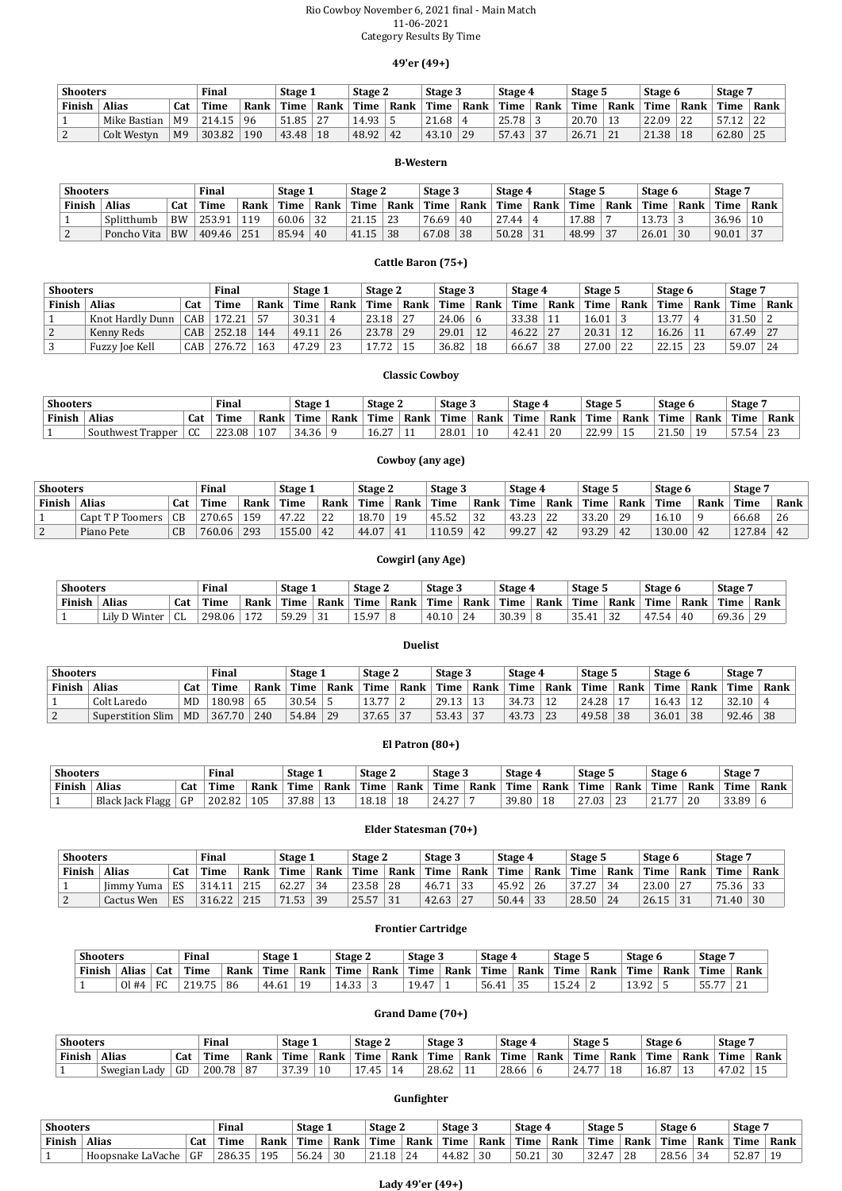Rio Cowboy November 6, 2021 final - Main Match
11-06-2021
Category Results By Time

### 49'er (49+)

| Shooters | | | Final | | Stage 1 | | Stage 2 | | Stage 3 | | Stage 4 | | Stage 5 | | Stage 6 | | Stage 7 | |
|---|---|---|---|---|---|---|---|---|---|---|---|---|---|---|---|---|---|---|
| Finish | Alias | Cat | Time | Rank | Time | Rank | Time | Rank | Time | Rank | Time | Rank | Time | Rank | Time | Rank | Time | Rank |
| 1 | Mike Bastian | M9 | 214.15 | 96 | 51.85 | 27 | 14.93 | 5 | 21.68 | 4 | 25.78 | 3 | 20.70 | 13 | 22.09 | 22 | 57.12 | 22 |
| 2 | Colt Westyn | M9 | 303.82 | 190 | 43.48 | 18 | 48.92 | 42 | 43.10 | 29 | 57.43 | 37 | 26.71 | 21 | 21.38 | 18 | 62.80 | 25 |

### B-Western

| Shooters | | | Final | | Stage 1 | | Stage 2 | | Stage 3 | | Stage 4 | | Stage 5 | | Stage 6 | | Stage 7 | |
|---|---|---|---|---|---|---|---|---|---|---|---|---|---|---|---|---|---|---|
| Finish | Alias | Cat | Time | Rank | Time | Rank | Time | Rank | Time | Rank | Time | Rank | Time | Rank | Time | Rank | Time | Rank |
| 1 | Splitthumb | BW | 253.91 | 119 | 60.06 | 32 | 21.15 | 23 | 76.69 | 40 | 27.44 | 4 | 17.88 | 7 | 13.73 | 3 | 36.96 | 10 |
| 2 | Poncho Vita | BW | 409.46 | 251 | 85.94 | 40 | 41.15 | 38 | 67.08 | 38 | 50.28 | 31 | 48.99 | 37 | 26.01 | 30 | 90.01 | 37 |

### Cattle Baron (75+)

| Shooters | | | Final | | Stage 1 | | Stage 2 | | Stage 3 | | Stage 4 | | Stage 5 | | Stage 6 | | Stage 7 | |
|---|---|---|---|---|---|---|---|---|---|---|---|---|---|---|---|---|---|---|
| Finish | Alias | Cat | Time | Rank | Time | Rank | Time | Rank | Time | Rank | Time | Rank | Time | Rank | Time | Rank | Time | Rank |
| 1 | Knot Hardly Dunn | CAB | 172.21 | 57 | 30.31 | 4 | 23.18 | 27 | 24.06 | 6 | 33.38 | 11 | 16.01 | 3 | 13.77 | 4 | 31.50 | 2 |
| 2 | Kenny Reds | CAB | 252.18 | 144 | 49.11 | 26 | 23.78 | 29 | 29.01 | 12 | 46.22 | 27 | 20.31 | 12 | 16.26 | 11 | 67.49 | 27 |
| 3 | Fuzzy Joe Kell | CAB | 276.72 | 163 | 47.29 | 23 | 17.72 | 15 | 36.82 | 18 | 66.67 | 38 | 27.00 | 22 | 22.15 | 23 | 59.07 | 24 |

### Classic Cowboy

| Shooters | | | Final | | Stage 1 | | Stage 2 | | Stage 3 | | Stage 4 | | Stage 5 | | Stage 6 | | Stage 7 | |
|---|---|---|---|---|---|---|---|---|---|---|---|---|---|---|---|---|---|---|
| Finish | Alias | Cat | Time | Rank | Time | Rank | Time | Rank | Time | Rank | Time | Rank | Time | Rank | Time | Rank | Time | Rank |
| 1 | Southwest Trapper | CC | 223.08 | 107 | 34.36 | 9 | 16.27 | 11 | 28.01 | 10 | 42.41 | 20 | 22.99 | 15 | 21.50 | 19 | 57.54 | 23 |

### Cowboy (any age)

| Shooters | | | Final | | Stage 1 | | Stage 2 | | Stage 3 | | Stage 4 | | Stage 5 | | Stage 6 | | Stage 7 | |
|---|---|---|---|---|---|---|---|---|---|---|---|---|---|---|---|---|---|---|
| Finish | Alias | Cat | Time | Rank | Time | Rank | Time | Rank | Time | Rank | Time | Rank | Time | Rank | Time | Rank | Time | Rank |
| 1 | Capt T P Toomers | CB | 270.65 | 159 | 47.22 | 22 | 18.70 | 19 | 45.52 | 32 | 43.23 | 22 | 33.20 | 29 | 16.10 | 9 | 66.68 | 26 |
| 2 | Piano Pete | CB | 760.06 | 293 | 155.00 | 42 | 44.07 | 41 | 110.59 | 42 | 99.27 | 42 | 93.29 | 42 | 130.00 | 42 | 127.84 | 42 |

### Cowgirl (any Age)

| Shooters | | | Final | | Stage 1 | | Stage 2 | | Stage 3 | | Stage 4 | | Stage 5 | | Stage 6 | | Stage 7 | |
|---|---|---|---|---|---|---|---|---|---|---|---|---|---|---|---|---|---|---|
| Finish | Alias | Cat | Time | Rank | Time | Rank | Time | Rank | Time | Rank | Time | Rank | Time | Rank | Time | Rank | Time | Rank |
| 1 | Lily D Winter | CL | 298.06 | 172 | 59.29 | 31 | 15.97 | 8 | 40.10 | 24 | 30.39 | 8 | 35.41 | 32 | 47.54 | 40 | 69.36 | 29 |

### Duelist

| Shooters | | | Final | | Stage 1 | | Stage 2 | | Stage 3 | | Stage 4 | | Stage 5 | | Stage 6 | | Stage 7 | |
|---|---|---|---|---|---|---|---|---|---|---|---|---|---|---|---|---|---|---|
| Finish | Alias | Cat | Time | Rank | Time | Rank | Time | Rank | Time | Rank | Time | Rank | Time | Rank | Time | Rank | Time | Rank |
| 1 | Colt Laredo | MD | 180.98 | 65 | 30.54 | 5 | 13.77 | 2 | 29.13 | 13 | 34.73 | 12 | 24.28 | 17 | 16.43 | 12 | 32.10 | 4 |
| 2 | Superstition Slim | MD | 367.70 | 240 | 54.84 | 29 | 37.65 | 37 | 53.43 | 37 | 43.73 | 23 | 49.58 | 38 | 36.01 | 38 | 92.46 | 38 |

### El Patron (80+)

| Shooters | | | Final | | Stage 1 | | Stage 2 | | Stage 3 | | Stage 4 | | Stage 5 | | Stage 6 | | Stage 7 | |
|---|---|---|---|---|---|---|---|---|---|---|---|---|---|---|---|---|---|---|
| Finish | Alias | Cat | Time | Rank | Time | Rank | Time | Rank | Time | Rank | Time | Rank | Time | Rank | Time | Rank | Time | Rank |
| 1 | Black Jack Flagg | GP | 202.82 | 105 | 37.88 | 13 | 18.18 | 18 | 24.27 | 7 | 39.80 | 18 | 27.03 | 23 | 21.77 | 20 | 33.89 | 6 |

### Elder Statesman (70+)

| Shooters | | | Final | | Stage 1 | | Stage 2 | | Stage 3 | | Stage 4 | | Stage 5 | | Stage 6 | | Stage 7 | |
|---|---|---|---|---|---|---|---|---|---|---|---|---|---|---|---|---|---|---|
| Finish | Alias | Cat | Time | Rank | Time | Rank | Time | Rank | Time | Rank | Time | Rank | Time | Rank | Time | Rank | Time | Rank |
| 1 | Jimmy Yuma | ES | 314.11 | 215 | 62.27 | 34 | 23.58 | 28 | 46.71 | 33 | 45.92 | 26 | 37.27 | 34 | 23.00 | 27 | 75.36 | 33 |
| 2 | Cactus Wen | ES | 316.22 | 215 | 71.53 | 39 | 25.57 | 31 | 42.63 | 27 | 50.44 | 33 | 28.50 | 24 | 26.15 | 31 | 71.40 | 30 |

### Frontier Cartridge

| Shooters | | | Final | | Stage 1 | | Stage 2 | | Stage 3 | | Stage 4 | | Stage 5 | | Stage 6 | | Stage 7 | |
|---|---|---|---|---|---|---|---|---|---|---|---|---|---|---|---|---|---|---|
| Finish | Alias | Cat | Time | Rank | Time | Rank | Time | Rank | Time | Rank | Time | Rank | Time | Rank | Time | Rank | Time | Rank |
| 1 | Ol #4 | FC | 219.75 | 86 | 44.61 | 19 | 14.33 | 3 | 19.47 | 1 | 56.41 | 35 | 15.24 | 2 | 13.92 | 5 | 55.77 | 21 |

### Grand Dame (70+)

| Shooters | | | Final | | Stage 1 | | Stage 2 | | Stage 3 | | Stage 4 | | Stage 5 | | Stage 6 | | Stage 7 | |
|---|---|---|---|---|---|---|---|---|---|---|---|---|---|---|---|---|---|---|
| Finish | Alias | Cat | Time | Rank | Time | Rank | Time | Rank | Time | Rank | Time | Rank | Time | Rank | Time | Rank | Time | Rank |
| 1 | Swegian Lady | GD | 200.78 | 87 | 37.39 | 10 | 17.45 | 14 | 28.62 | 11 | 28.66 | 6 | 24.77 | 18 | 16.87 | 13 | 47.02 | 15 |

### Gunfighter

| Shooters | | | Final | | Stage 1 | | Stage 2 | | Stage 3 | | Stage 4 | | Stage 5 | | Stage 6 | | Stage 7 | |
|---|---|---|---|---|---|---|---|---|---|---|---|---|---|---|---|---|---|---|
| Finish | Alias | Cat | Time | Rank | Time | Rank | Time | Rank | Time | Rank | Time | Rank | Time | Rank | Time | Rank | Time | Rank |
| 1 | Hoopsnake LaVache | GF | 286.35 | 195 | 56.24 | 30 | 21.18 | 24 | 44.82 | 30 | 50.21 | 30 | 32.47 | 28 | 28.56 | 34 | 52.87 | 19 |

### Lady 49'er (49+)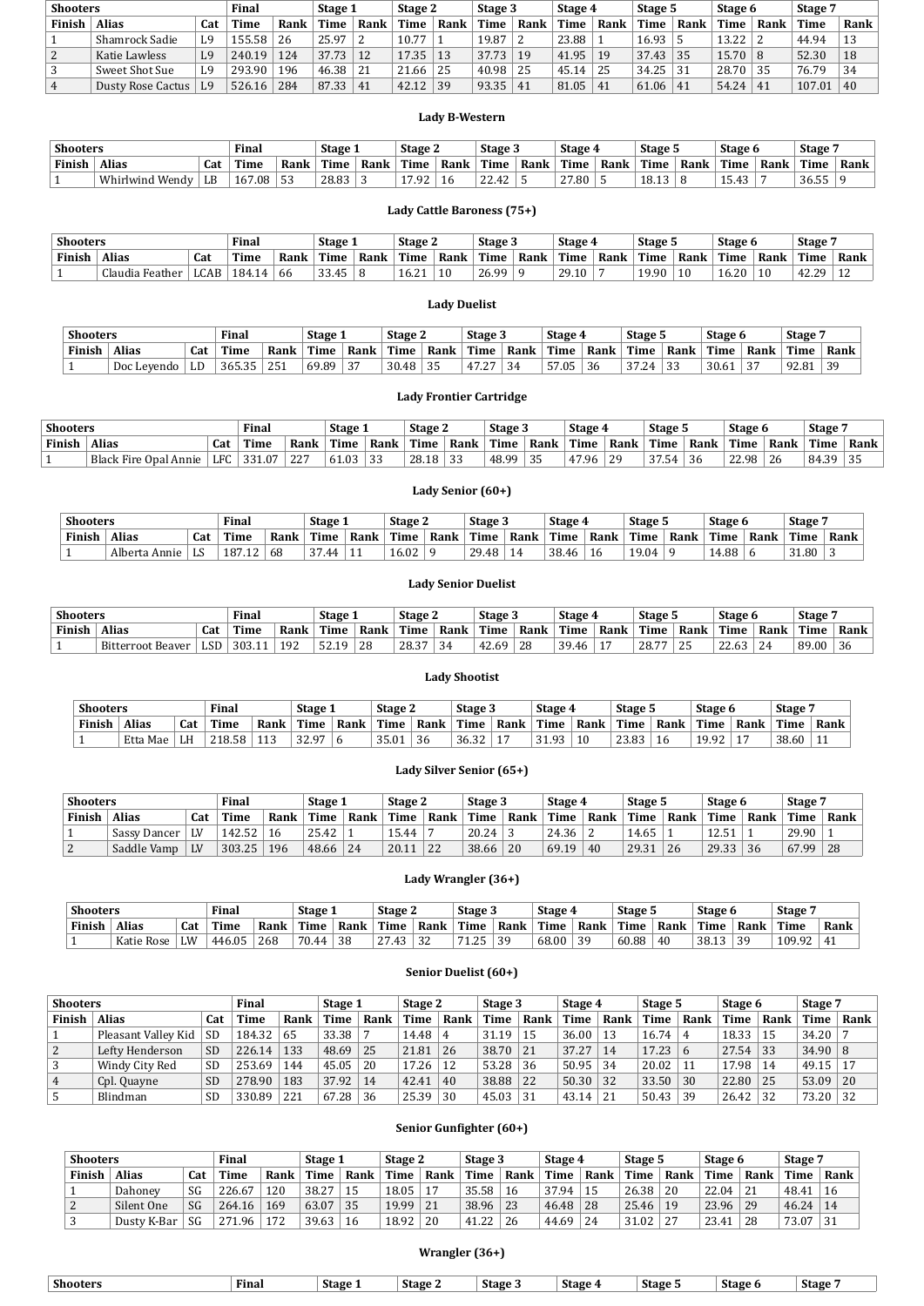| Shooters | | | Final | | Stage 1 | | Stage 2 | | Stage 3 | | Stage 4 | | Stage 5 | | Stage 6 | | Stage 7 | |
|---|---|---|---|---|---|---|---|---|---|---|---|---|---|---|---|---|---|---|
| Finish | Alias | Cat | Time | Rank | Time | Rank | Time | Rank | Time | Rank | Time | Rank | Time | Rank | Time | Rank | Time | Rank |
| 1 | Shamrock Sadie | L9 | 155.58 | 26 | 25.97 | 2 | 10.77 | 1 | 19.87 | 2 | 23.88 | 1 | 16.93 | 5 | 13.22 | 2 | 44.94 | 13 |
| 2 | Katie Lawless | L9 | 240.19 | 124 | 37.73 | 12 | 17.35 | 13 | 37.73 | 19 | 41.95 | 19 | 37.43 | 35 | 15.70 | 8 | 52.30 | 18 |
| 3 | Sweet Shot Sue | L9 | 293.90 | 196 | 46.38 | 21 | 21.66 | 25 | 40.98 | 25 | 45.14 | 25 | 34.25 | 31 | 28.70 | 35 | 76.79 | 34 |
| 4 | Dusty Rose Cactus | L9 | 526.16 | 284 | 87.33 | 41 | 42.12 | 39 | 93.35 | 41 | 81.05 | 41 | 61.06 | 41 | 54.24 | 41 | 107.01 | 40 |

## Lady B-Western

| Shooters | | | Final | | Stage 1 | | Stage 2 | | Stage 3 | | Stage 4 | | Stage 5 | | Stage 6 | | Stage 7 | |
|---|---|---|---|---|---|---|---|---|---|---|---|---|---|---|---|---|---|---|
| Finish | Alias | Cat | Time | Rank | Time | Rank | Time | Rank | Time | Rank | Time | Rank | Time | Rank | Time | Rank | Time | Rank |
| 1 | Whirlwind Wendy | LB | 167.08 | 53 | 28.83 | 3 | 17.92 | 16 | 22.42 | 5 | 27.80 | 5 | 18.13 | 8 | 15.43 | 7 | 36.55 | 9 |

## Lady Cattle Baroness (75+)

| Shooters | | | Final | | Stage 1 | | Stage 2 | | Stage 3 | | Stage 4 | | Stage 5 | | Stage 6 | | Stage 7 | |
|---|---|---|---|---|---|---|---|---|---|---|---|---|---|---|---|---|---|---|
| Finish | Alias | Cat | Time | Rank | Time | Rank | Time | Rank | Time | Rank | Time | Rank | Time | Rank | Time | Rank | Time | Rank |
| 1 | Claudia Feather | LCAB | 184.14 | 66 | 33.45 | 8 | 16.21 | 10 | 26.99 | 9 | 29.10 | 7 | 19.90 | 10 | 16.20 | 10 | 42.29 | 12 |

## Lady Duelist

| Shooters | | | Final | | Stage 1 | | Stage 2 | | Stage 3 | | Stage 4 | | Stage 5 | | Stage 6 | | Stage 7 | |
|---|---|---|---|---|---|---|---|---|---|---|---|---|---|---|---|---|---|---|
| Finish | Alias | Cat | Time | Rank | Time | Rank | Time | Rank | Time | Rank | Time | Rank | Time | Rank | Time | Rank | Time | Rank |
| 1 | Doc Leyendo | LD | 365.35 | 251 | 69.89 | 37 | 30.48 | 35 | 47.27 | 34 | 57.05 | 36 | 37.24 | 33 | 30.61 | 37 | 92.81 | 39 |

## Lady Frontier Cartridge

| Shooters | | | Final | | Stage 1 | | Stage 2 | | Stage 3 | | Stage 4 | | Stage 5 | | Stage 6 | | Stage 7 | |
|---|---|---|---|---|---|---|---|---|---|---|---|---|---|---|---|---|---|---|
| Finish | Alias | Cat | Time | Rank | Time | Rank | Time | Rank | Time | Rank | Time | Rank | Time | Rank | Time | Rank | Time | Rank |
| 1 | Black Fire Opal Annie | LFC | 331.07 | 227 | 61.03 | 33 | 28.18 | 33 | 48.99 | 35 | 47.96 | 29 | 37.54 | 36 | 22.98 | 26 | 84.39 | 35 |

## Lady Senior (60+)

| Shooters | | | Final | | Stage 1 | | Stage 2 | | Stage 3 | | Stage 4 | | Stage 5 | | Stage 6 | | Stage 7 | |
|---|---|---|---|---|---|---|---|---|---|---|---|---|---|---|---|---|---|---|
| Finish | Alias | Cat | Time | Rank | Time | Rank | Time | Rank | Time | Rank | Time | Rank | Time | Rank | Time | Rank | Time | Rank |
| 1 | Alberta Annie | LS | 187.12 | 68 | 37.44 | 11 | 16.02 | 9 | 29.48 | 14 | 38.46 | 16 | 19.04 | 9 | 14.88 | 6 | 31.80 | 3 |

## Lady Senior Duelist

| Shooters | | | Final | | Stage 1 | | Stage 2 | | Stage 3 | | Stage 4 | | Stage 5 | | Stage 6 | | Stage 7 | |
|---|---|---|---|---|---|---|---|---|---|---|---|---|---|---|---|---|---|---|
| Finish | Alias | Cat | Time | Rank | Time | Rank | Time | Rank | Time | Rank | Time | Rank | Time | Rank | Time | Rank | Time | Rank |
| 1 | Bitterroot Beaver | LSD | 303.11 | 192 | 52.19 | 28 | 28.37 | 34 | 42.69 | 28 | 39.46 | 17 | 28.77 | 25 | 22.63 | 24 | 89.00 | 36 |

## Lady Shootist

| Shooters | | | Final | | Stage 1 | | Stage 2 | | Stage 3 | | Stage 4 | | Stage 5 | | Stage 6 | | Stage 7 | |
|---|---|---|---|---|---|---|---|---|---|---|---|---|---|---|---|---|---|---|
| Finish | Alias | Cat | Time | Rank | Time | Rank | Time | Rank | Time | Rank | Time | Rank | Time | Rank | Time | Rank | Time | Rank |
| 1 | Etta Mae | LH | 218.58 | 113 | 32.97 | 6 | 35.01 | 36 | 36.32 | 17 | 31.93 | 10 | 23.83 | 16 | 19.92 | 17 | 38.60 | 11 |

## Lady Silver Senior (65+)

| Shooters | | | Final | | Stage 1 | | Stage 2 | | Stage 3 | | Stage 4 | | Stage 5 | | Stage 6 | | Stage 7 | |
|---|---|---|---|---|---|---|---|---|---|---|---|---|---|---|---|---|---|---|
| Finish | Alias | Cat | Time | Rank | Time | Rank | Time | Rank | Time | Rank | Time | Rank | Time | Rank | Time | Rank | Time | Rank |
| 1 | Sassy Dancer | LV | 142.52 | 16 | 25.42 | 1 | 15.44 | 7 | 20.24 | 3 | 24.36 | 2 | 14.65 | 1 | 12.51 | 1 | 29.90 | 1 |
| 2 | Saddle Vamp | LV | 303.25 | 196 | 48.66 | 24 | 20.11 | 22 | 38.66 | 20 | 69.19 | 40 | 29.31 | 26 | 29.33 | 36 | 67.99 | 28 |

## Lady Wrangler (36+)

| Shooters | | | Final | | Stage 1 | | Stage 2 | | Stage 3 | | Stage 4 | | Stage 5 | | Stage 6 | | Stage 7 | |
|---|---|---|---|---|---|---|---|---|---|---|---|---|---|---|---|---|---|---|
| Finish | Alias | Cat | Time | Rank | Time | Rank | Time | Rank | Time | Rank | Time | Rank | Time | Rank | Time | Rank | Time | Rank |
| 1 | Katie Rose | LW | 446.05 | 268 | 70.44 | 38 | 27.43 | 32 | 71.25 | 39 | 68.00 | 39 | 60.88 | 40 | 38.13 | 39 | 109.92 | 41 |

## Senior Duelist (60+)

| Shooters | | | Final | | Stage 1 | | Stage 2 | | Stage 3 | | Stage 4 | | Stage 5 | | Stage 6 | | Stage 7 | |
|---|---|---|---|---|---|---|---|---|---|---|---|---|---|---|---|---|---|---|
| Finish | Alias | Cat | Time | Rank | Time | Rank | Time | Rank | Time | Rank | Time | Rank | Time | Rank | Time | Rank | Time | Rank |
| 1 | Pleasant Valley Kid | SD | 184.32 | 65 | 33.38 | 7 | 14.48 | 4 | 31.19 | 15 | 36.00 | 13 | 16.74 | 4 | 18.33 | 15 | 34.20 | 7 |
| 2 | Lefty Henderson | SD | 226.14 | 133 | 48.69 | 25 | 21.81 | 26 | 38.70 | 21 | 37.27 | 14 | 17.23 | 6 | 27.54 | 33 | 34.90 | 8 |
| 3 | Windy City Red | SD | 253.69 | 144 | 45.05 | 20 | 17.26 | 12 | 53.28 | 36 | 50.95 | 34 | 20.02 | 11 | 17.98 | 14 | 49.15 | 17 |
| 4 | Cpl. Quayne | SD | 278.90 | 183 | 37.92 | 14 | 42.41 | 40 | 38.88 | 22 | 50.30 | 32 | 33.50 | 30 | 22.80 | 25 | 53.09 | 20 |
| 5 | Blindman | SD | 330.89 | 221 | 67.28 | 36 | 25.39 | 30 | 45.03 | 31 | 43.14 | 21 | 50.43 | 39 | 26.42 | 32 | 73.20 | 32 |

## Senior Gunfighter (60+)

| Shooters | | | Final | | Stage 1 | | Stage 2 | | Stage 3 | | Stage 4 | | Stage 5 | | Stage 6 | | Stage 7 | |
|---|---|---|---|---|---|---|---|---|---|---|---|---|---|---|---|---|---|---|
| Finish | Alias | Cat | Time | Rank | Time | Rank | Time | Rank | Time | Rank | Time | Rank | Time | Rank | Time | Rank | Time | Rank |
| 1 | Dahoney | SG | 226.67 | 120 | 38.27 | 15 | 18.05 | 17 | 35.58 | 16 | 37.94 | 15 | 26.38 | 20 | 22.04 | 21 | 48.41 | 16 |
| 2 | Silent One | SG | 264.16 | 169 | 63.07 | 35 | 19.99 | 21 | 38.96 | 23 | 46.48 | 28 | 25.46 | 19 | 23.96 | 29 | 46.24 | 14 |
| 3 | Dusty K-Bar | SG | 271.96 | 172 | 39.63 | 16 | 18.92 | 20 | 41.22 | 26 | 44.69 | 24 | 31.02 | 27 | 23.41 | 28 | 73.07 | 31 |

## Wrangler (36+)

| Shooters | | | Final | | Stage 1 | | Stage 2 | | Stage 3 | | Stage 4 | | Stage 5 | | Stage 6 | | Stage 7 | |
|---|---|---|---|---|---|---|---|---|---|---|---|---|---|---|---|---|---|---|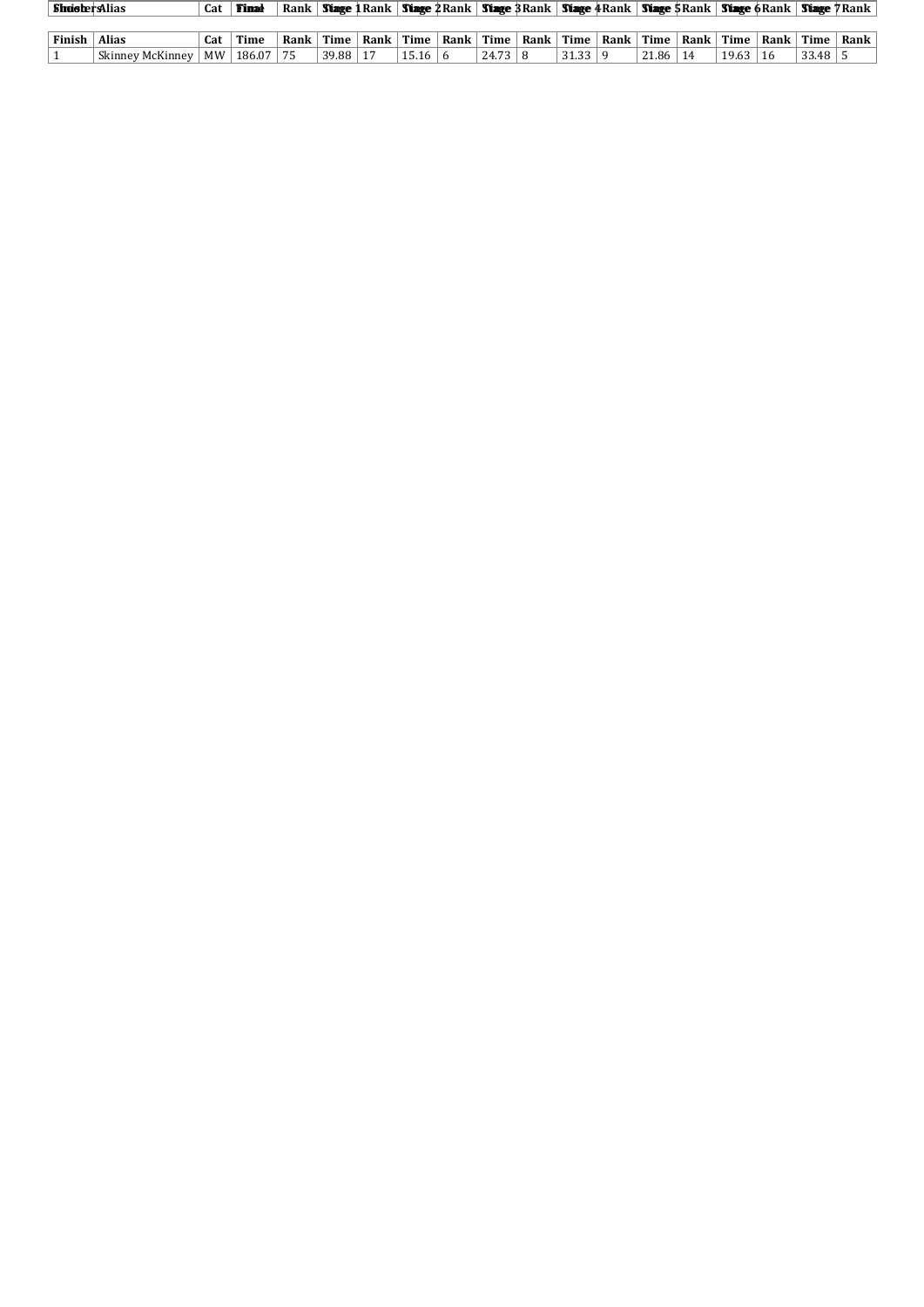| Finish | Alias | Cat | Final Time | Rank | Stage 1 Time | Rank | Stage 2 Time | Rank | Stage 3 Time | Rank | Stage 4 Time | Rank | Stage 5 Time | Rank | Stage 6 Time | Rank | Stage 7 Time | Rank |
|---|---|---|---|---|---|---|---|---|---|---|---|---|---|---|---|---|---|---|

| Finish | Alias | Cat | Time | Rank | Time | Rank | Time | Rank | Time | Rank | Time | Rank | Time | Rank | Time | Rank | Time | Rank |
|---|---|---|---|---|---|---|---|---|---|---|---|---|---|---|---|---|---|---|
| 1 | Skinney McKinney | MW | 186.07 | 75 | 39.88 | 17 | 15.16 | 6 | 24.73 | 8 | 31.33 | 9 | 21.86 | 14 | 19.63 | 16 | 33.48 | 5 |